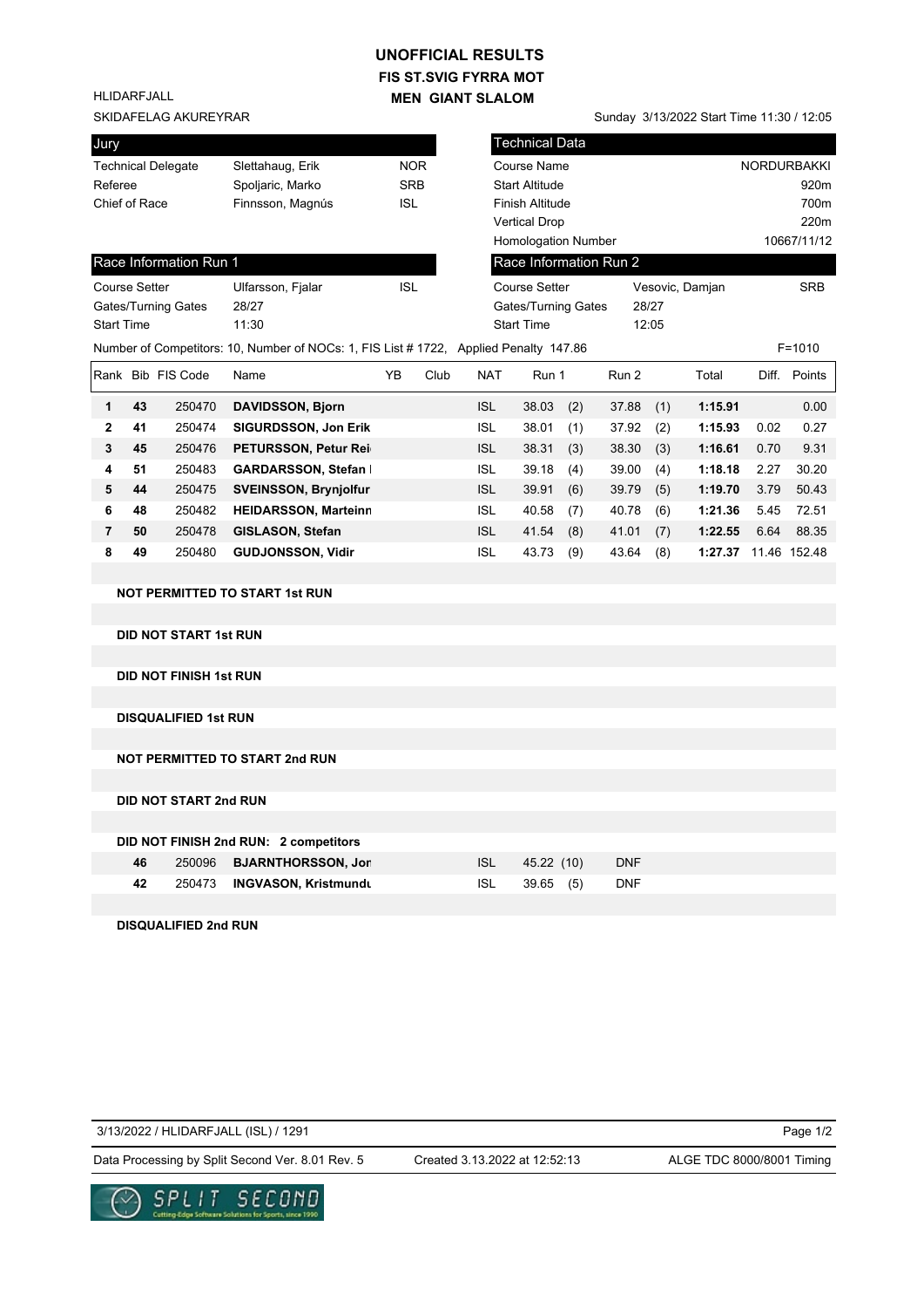# UNOFFICIAL RESULTS

## FIS ST.SVIG FYRRA MOT

## MEN GIANT SLALOM

HLIDARFJALL

SKIDAFELAG AKUREYRAR

Sunday 3/13/2022 Start Time 11:30 / 12:05

| Jury | | |
|---|---|---|
| Technical Delegate | Slettahaug, Erik | NOR |
| Referee | Spoljaric, Marko | SRB |
| Chief of Race | Finnsson, Magnús | ISL |

| Technical Data | |
|---|---|
| Course Name | NORDURBAKKI |
| Start Altitude | 920m |
| Finish Altitude | 700m |
| Vertical Drop | 220m |
| Homologation Number | 10667/11/12 |

| Race Information Run 1 | | |
|---|---|---|
| Course Setter | Ulfarsson, Fjalar | ISL |
| Gates/Turning Gates | 28/27 | |
| Start Time | 11:30 | |

| Race Information Run 2 | | |
|---|---|---|
| Course Setter | Vesovic, Damjan | SRB |
| Gates/Turning Gates | 28/27 | |
| Start Time | 12:05 | |

Number of Competitors: 10, Number of NOCs: 1, FIS List # 1722, Applied Penalty 147.86 F=1010

| Rank | Bib | FIS Code | Name | YB | Club | NAT | Run 1 | | Run 2 | | Total | Diff. | Points |
|---|---|---|---|---|---|---|---|---|---|---|---|---|---|
| 1 | 43 | 250470 | **DAVIDSSON, Bjorn** | | | ISL | 38.03 | (2) | 37.88 | (1) | **1:15.91** | | 0.00 |
| 2 | 41 | 250474 | **SIGURDSSON, Jon Erik** | | | ISL | 38.01 | (1) | 37.92 | (2) | **1:15.93** | 0.02 | 0.27 |
| 3 | 45 | 250476 | **PETURSSON, Petur Rei** | | | ISL | 38.31 | (3) | 38.30 | (3) | **1:16.61** | 0.70 | 9.31 |
| 4 | 51 | 250483 | **GARDARSSON, Stefan I** | | | ISL | 39.18 | (4) | 39.00 | (4) | **1:18.18** | 2.27 | 30.20 |
| 5 | 44 | 250475 | **SVEINSSON, Brynjolfur** | | | ISL | 39.91 | (6) | 39.79 | (5) | **1:19.70** | 3.79 | 50.43 |
| 6 | 48 | 250482 | **HEIDARSSON, Marteinn** | | | ISL | 40.58 | (7) | 40.78 | (6) | **1:21.36** | 5.45 | 72.51 |
| 7 | 50 | 250478 | **GISLASON, Stefan** | | | ISL | 41.54 | (8) | 41.01 | (7) | **1:22.55** | 6.64 | 88.35 |
| 8 | 49 | 250480 | **GUDJONSSON, Vidir** | | | ISL | 43.73 | (9) | 43.64 | (8) | **1:27.37** | 11.46 | 152.48 |

**NOT PERMITTED TO START 1st RUN**

**DID NOT START 1st RUN**

**DID NOT FINISH 1st RUN**

**DISQUALIFIED 1st RUN**

**NOT PERMITTED TO START 2nd RUN**

**DID NOT START 2nd RUN**

**DID NOT FINISH 2nd RUN: 2 competitors**

| Bib | FIS Code | Name | NAT | Run 1 | | Run 2 |
|---|---|---|---|---|---|---|
| 46 | 250096 | **BJARNTHORSSON, Jon** | ISL | 45.22 | (10) | DNF |
| 42 | 250473 | **INGVASON, Kristmundu** | ISL | 39.65 | (5) | DNF |

**DISQUALIFIED 2nd RUN**

3/13/2022 / HLIDARFJALL (ISL) / 1291

Data Processing by Split Second Ver. 8.01 Rev. 5 Created 3.13.2022 at 12:52:13 ALGE TDC 8000/8001 Timing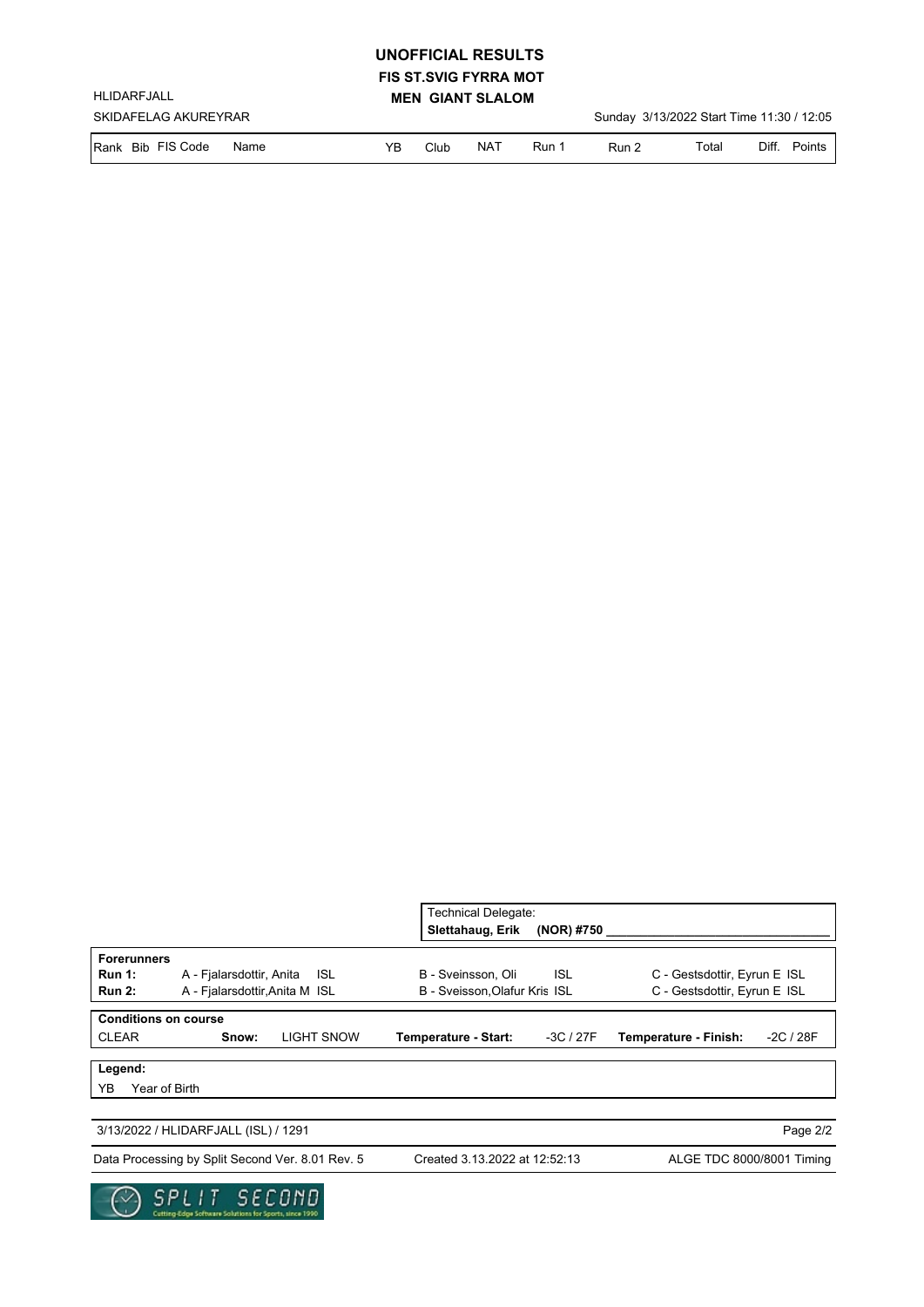# UNOFFICIAL RESULTS

## FIS ST.SVIG FYRRA MOT

## MEN GIANT SLALOM

HLIDARFJALL

SKIDAFELAG AKUREYRAR

Sunday 3/13/2022 Start Time 11:30 / 12:05

| Rank | Bib | FIS Code | Name | YB | Club | NAT | Run 1 | Run 2 | Total | Diff. | Points |
|---|---|---|---|---|---|---|---|---|---|---|---|

Technical Delegate:
**Slettahaug, Erik** (NOR) #750

**Forerunners**

| | | | |
|---|---|---|---|
| **Run 1:** | A - Fjalarsdottir, Anita ISL | B - Sveinsson, Oli ISL | C - Gestsdottir, Eyrun E ISL |
| **Run 2:** | A - Fjalarsdottir,Anita M ISL | B - Sveisson,Olafur Kris ISL | C - Gestsdottir, Eyrun E ISL |

**Conditions on course**

| | | | | | | | |
|---|---|---|---|---|---|---|---|
| CLEAR | **Snow:** | LIGHT SNOW | **Temperature - Start:** | -3C / 27F | **Temperature - Finish:** | -2C / 28F |

**Legend:**

YB Year of Birth

3/13/2022 / HLIDARFJALL (ISL) / 1291

Data Processing by Split Second Ver. 8.01 Rev. 5 — Created 3.13.2022 at 12:52:13 — ALGE TDC 8000/8001 Timing